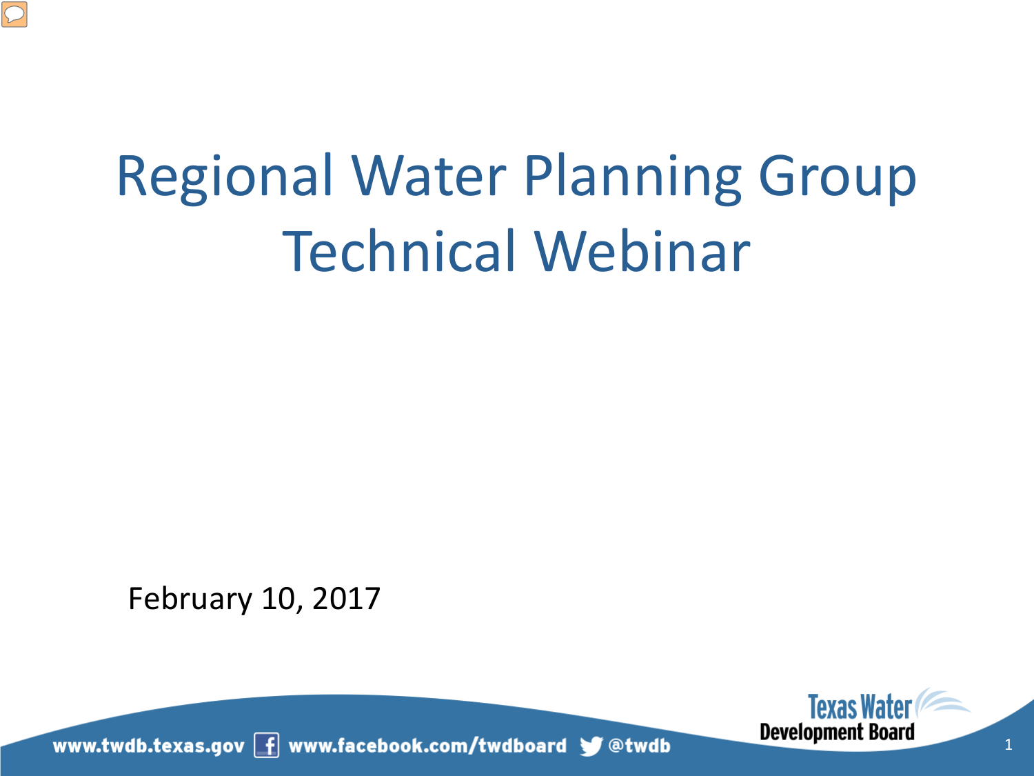# Regional Water Planning Group Technical Webinar

February 10, 2017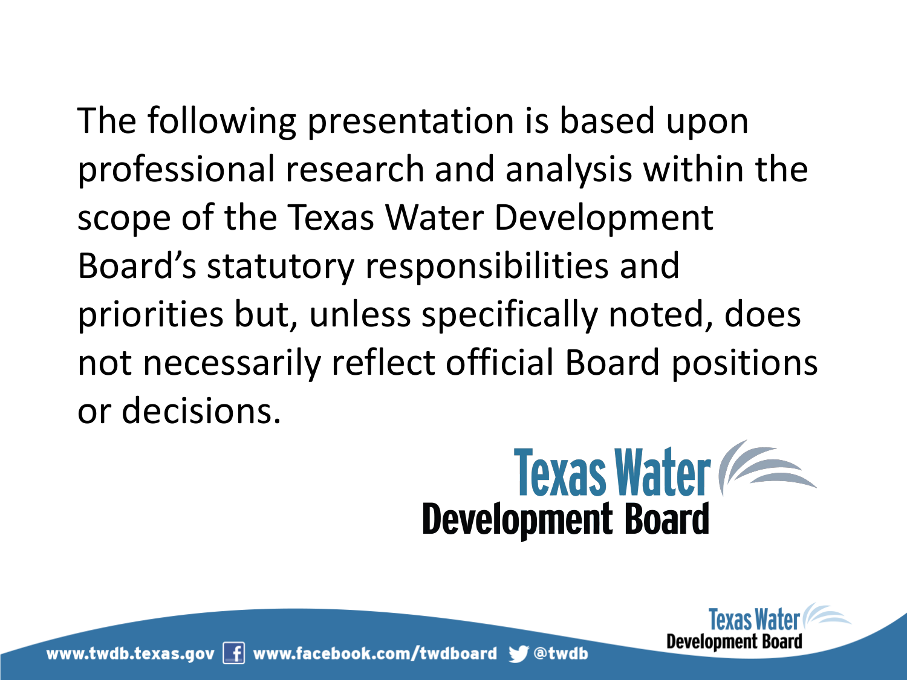The following presentation is based upon professional research and analysis within the scope of the Texas Water Development Board's statutory responsibilities and priorities but, unless specifically noted, does not necessarily reflect official Board positions or decisions.

Texas Water Development Board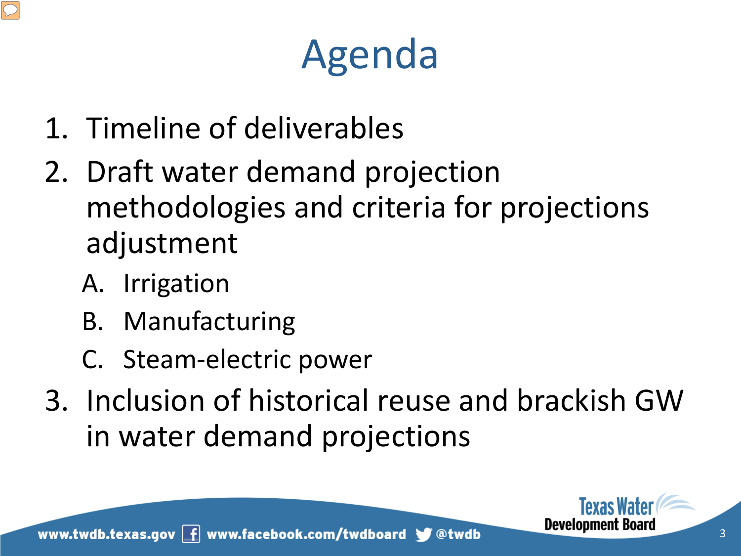# Agenda

1. Timeline of deliverables
2. Draft water demand projection methodologies and criteria for projections adjustment
   A. Irrigation
   B. Manufacturing
   C. Steam-electric power
3. Inclusion of historical reuse and brackish GW in water demand projections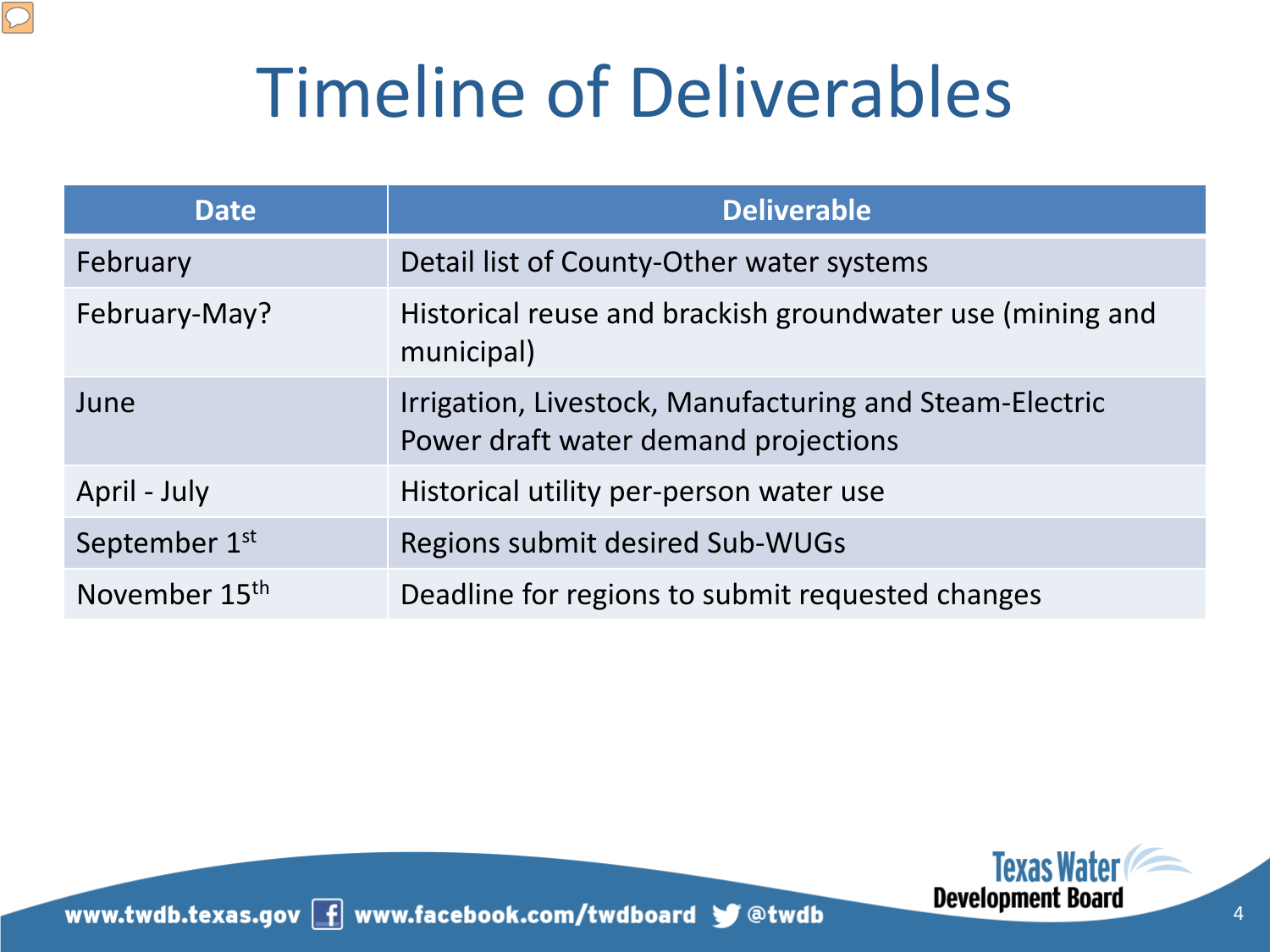# Timeline of Deliverables

| Date | Deliverable |
|---|---|
| February | Detail list of County-Other water systems |
| February-May? | Historical reuse and brackish groundwater use (mining and municipal) |
| June | Irrigation, Livestock, Manufacturing and Steam-Electric Power draft water demand projections |
| April - July | Historical utility per-person water use |
| September 1st | Regions submit desired Sub-WUGs |
| November 15th | Deadline for regions to submit requested changes |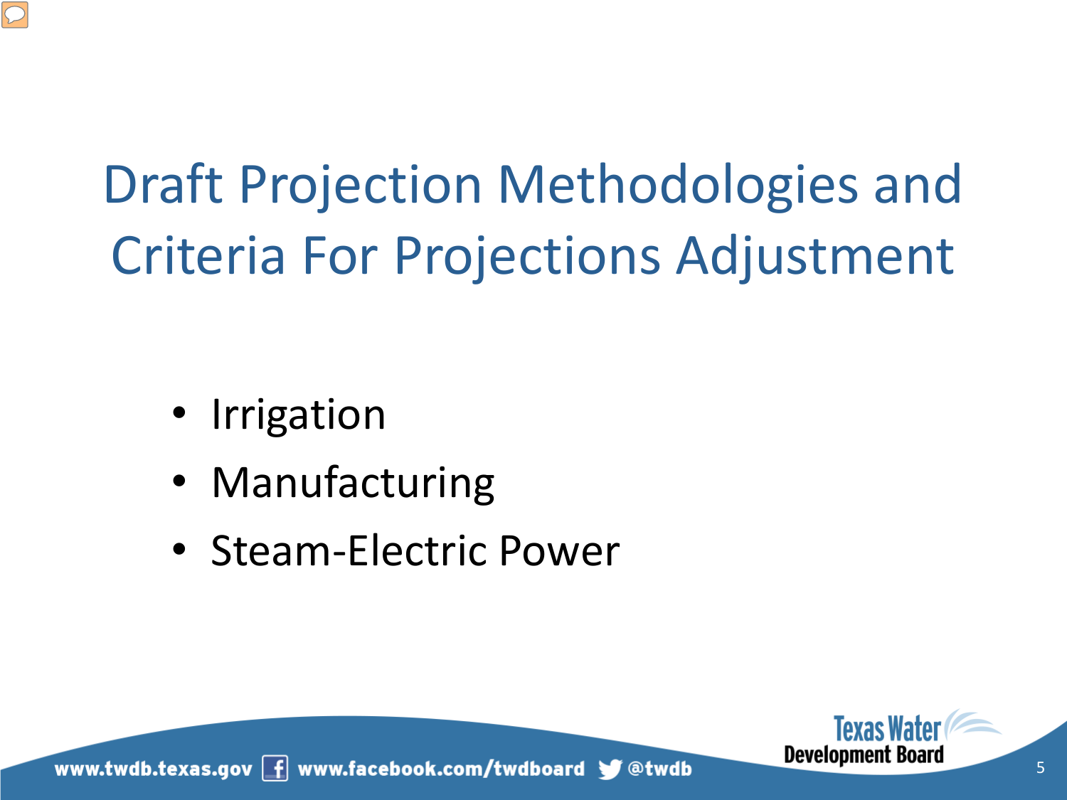# Draft Projection Methodologies and Criteria For Projections Adjustment

- Irrigation
- Manufacturing
- Steam-Electric Power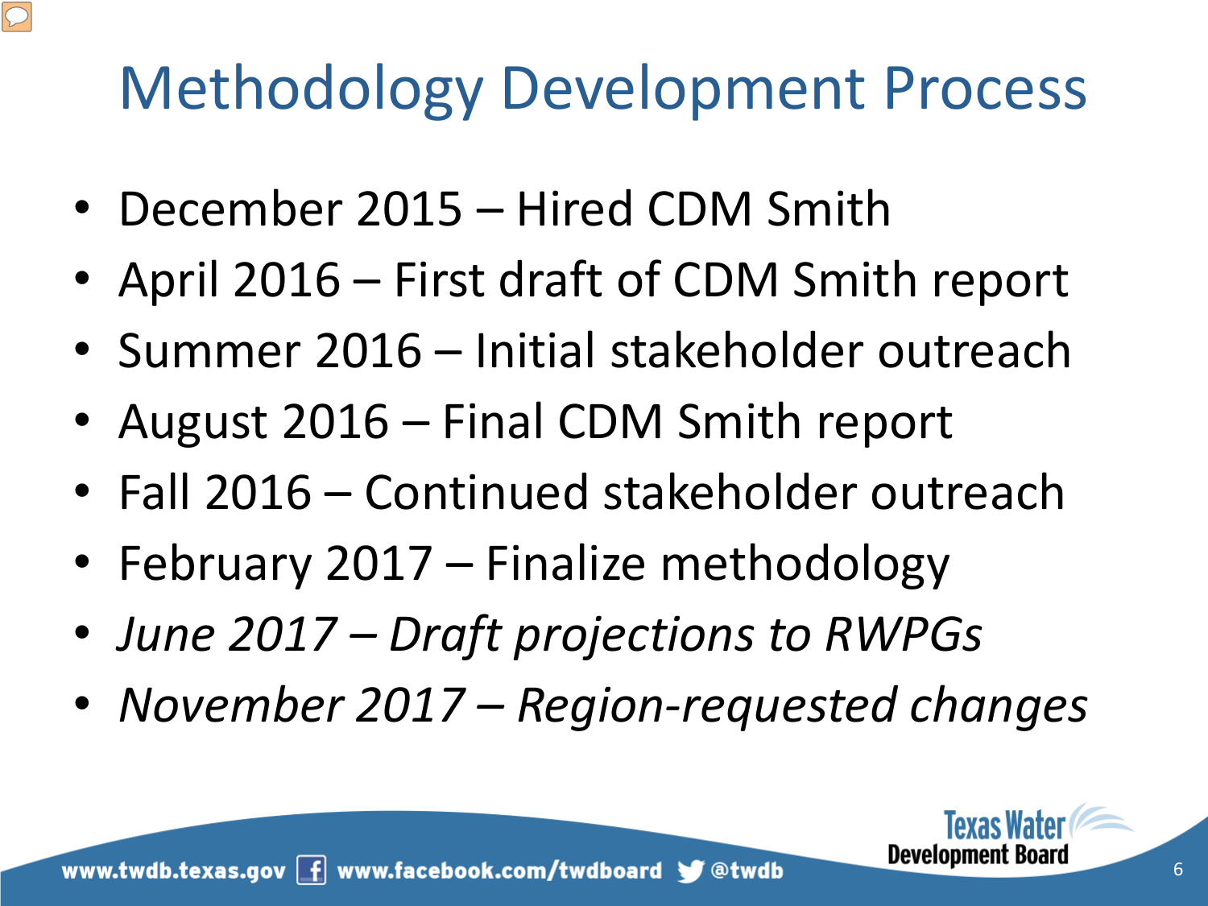# Methodology Development Process

- December 2015 – Hired CDM Smith
- April 2016 – First draft of CDM Smith report
- Summer 2016 – Initial stakeholder outreach
- August 2016 – Final CDM Smith report
- Fall 2016 – Continued stakeholder outreach
- February 2017 – Finalize methodology
- *June 2017 – Draft projections to RWPGs*
- *November 2017 – Region-requested changes*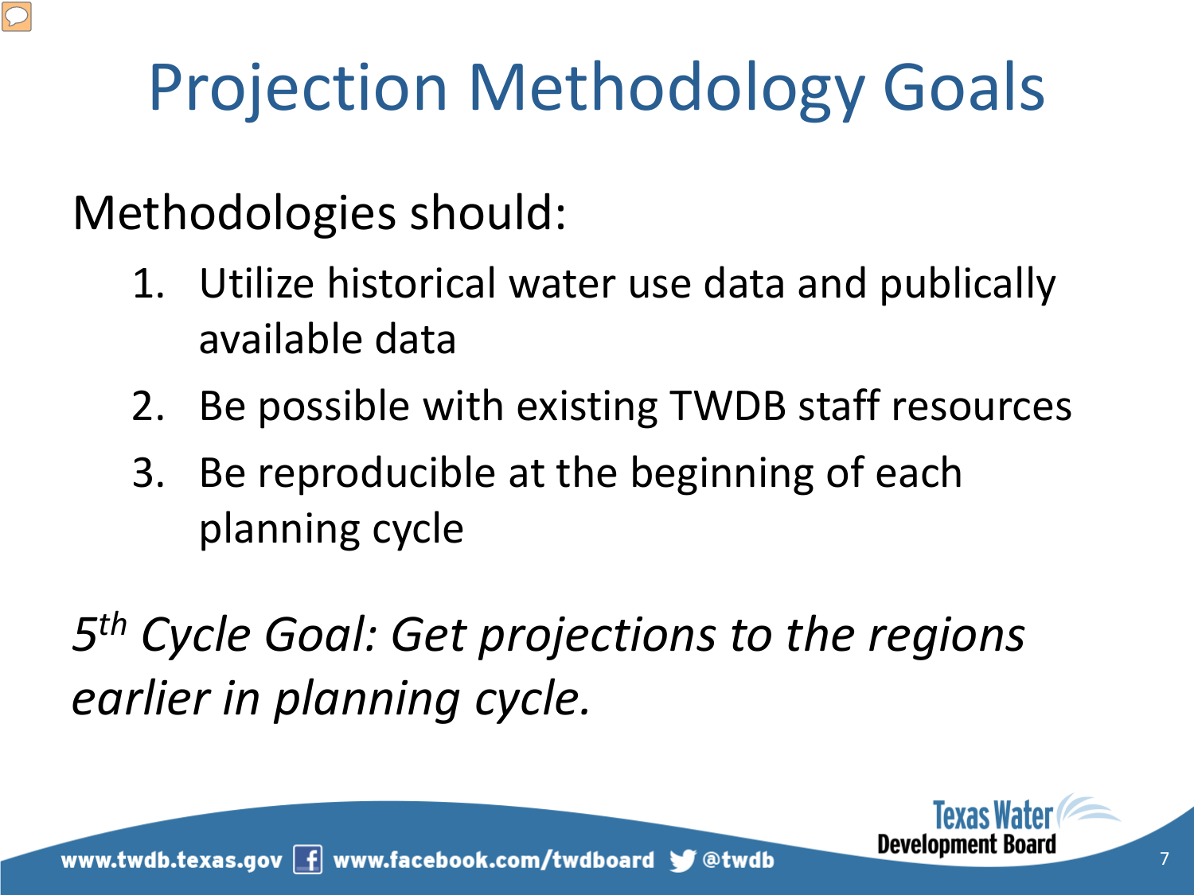# Projection Methodology Goals

Methodologies should:

1. Utilize historical water use data and publically available data
2. Be possible with existing TWDB staff resources
3. Be reproducible at the beginning of each planning cycle

*5th Cycle Goal: Get projections to the regions earlier in planning cycle.*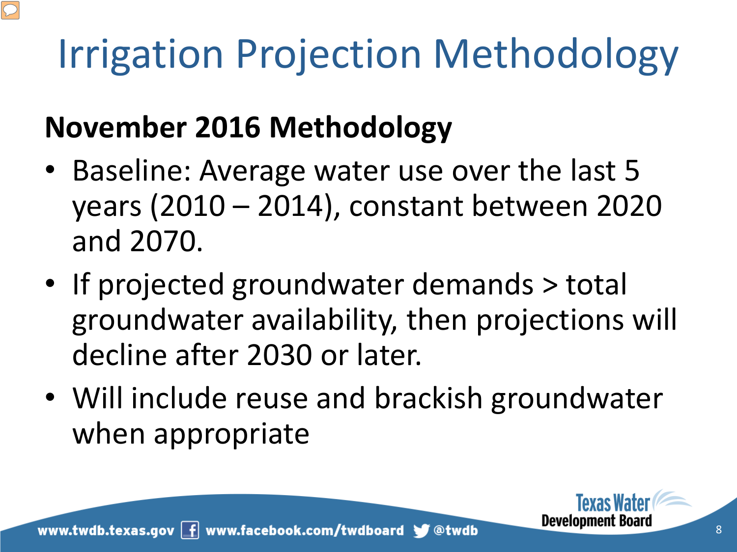# Irrigation Projection Methodology

**November 2016 Methodology**

- Baseline: Average water use over the last 5 years (2010 – 2014), constant between 2020 and 2070.
- If projected groundwater demands > total groundwater availability, then projections will decline after 2030 or later.
- Will include reuse and brackish groundwater when appropriate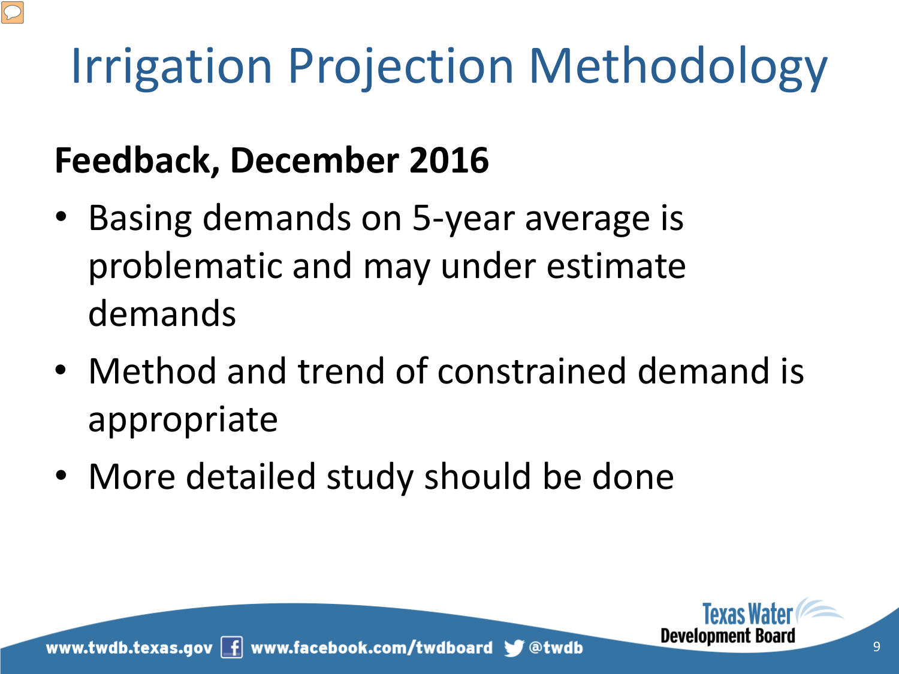# Irrigation Projection Methodology

**Feedback, December 2016**

- Basing demands on 5-year average is problematic and may under estimate demands
- Method and trend of constrained demand is appropriate
- More detailed study should be done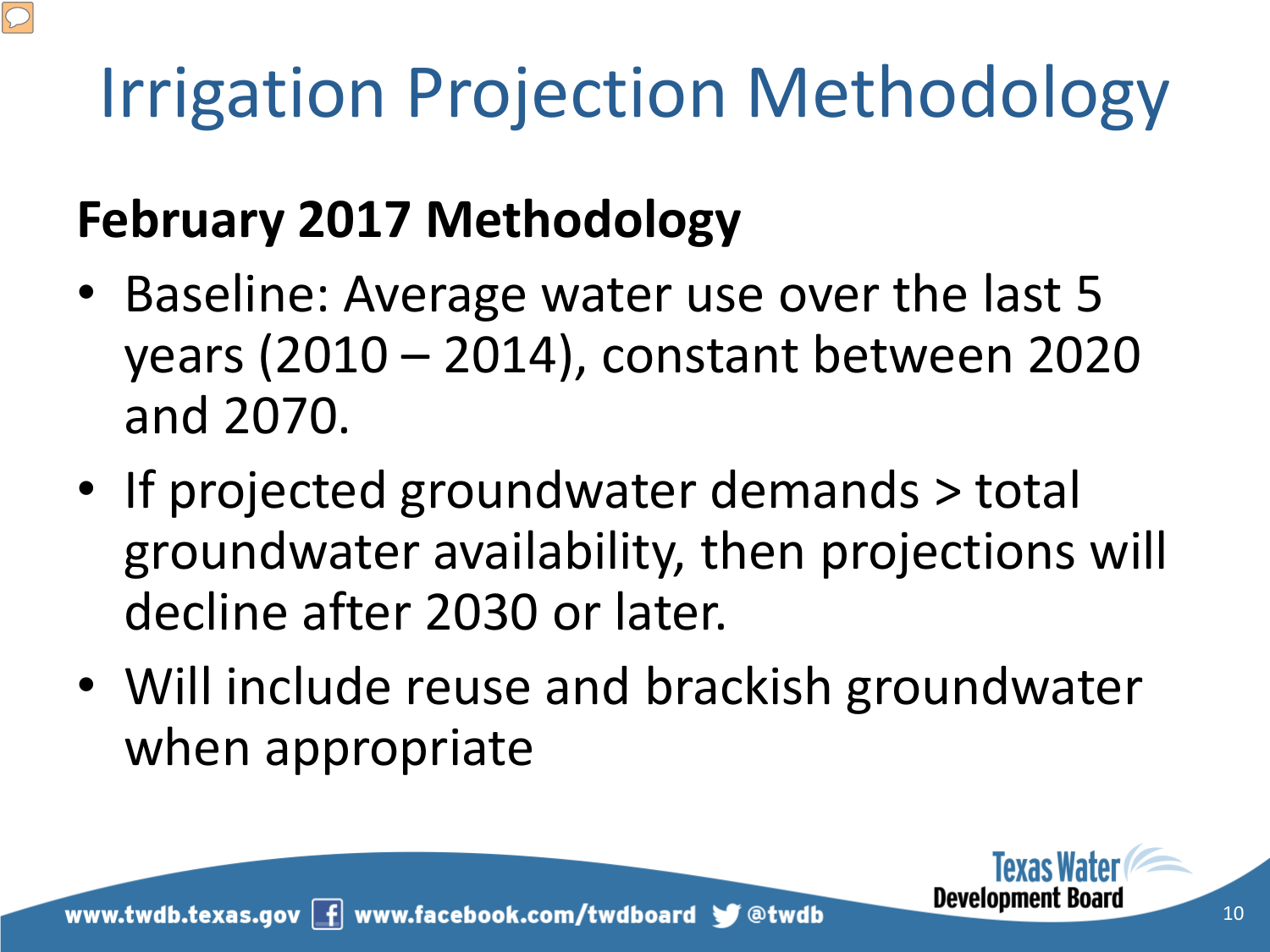# Irrigation Projection Methodology

**February 2017 Methodology**

- Baseline: Average water use over the last 5 years (2010 – 2014), constant between 2020 and 2070.
- If projected groundwater demands > total groundwater availability, then projections will decline after 2030 or later.
- Will include reuse and brackish groundwater when appropriate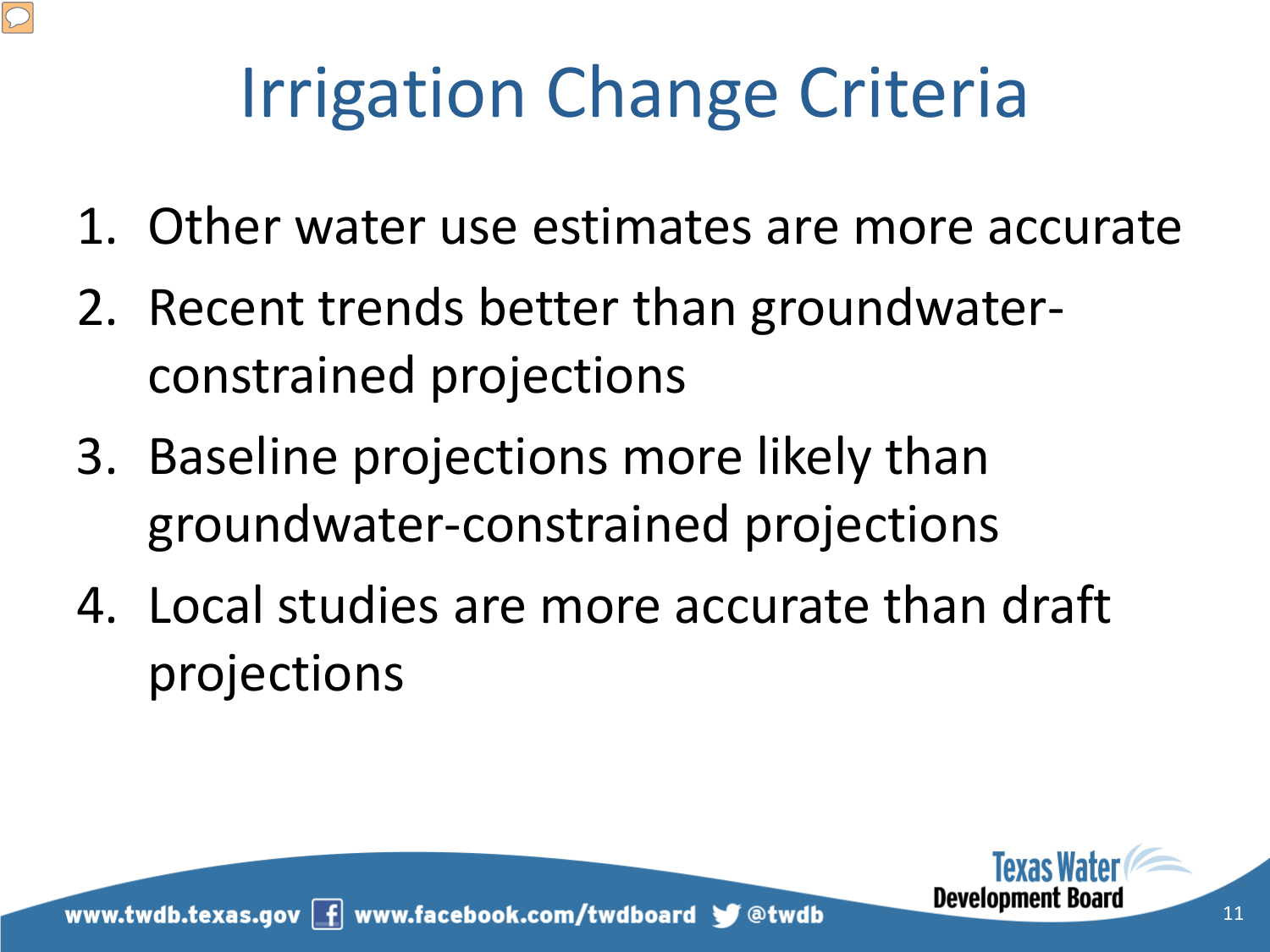# Irrigation Change Criteria

1. Other water use estimates are more accurate
2. Recent trends better than groundwater-constrained projections
3. Baseline projections more likely than groundwater-constrained projections
4. Local studies are more accurate than draft projections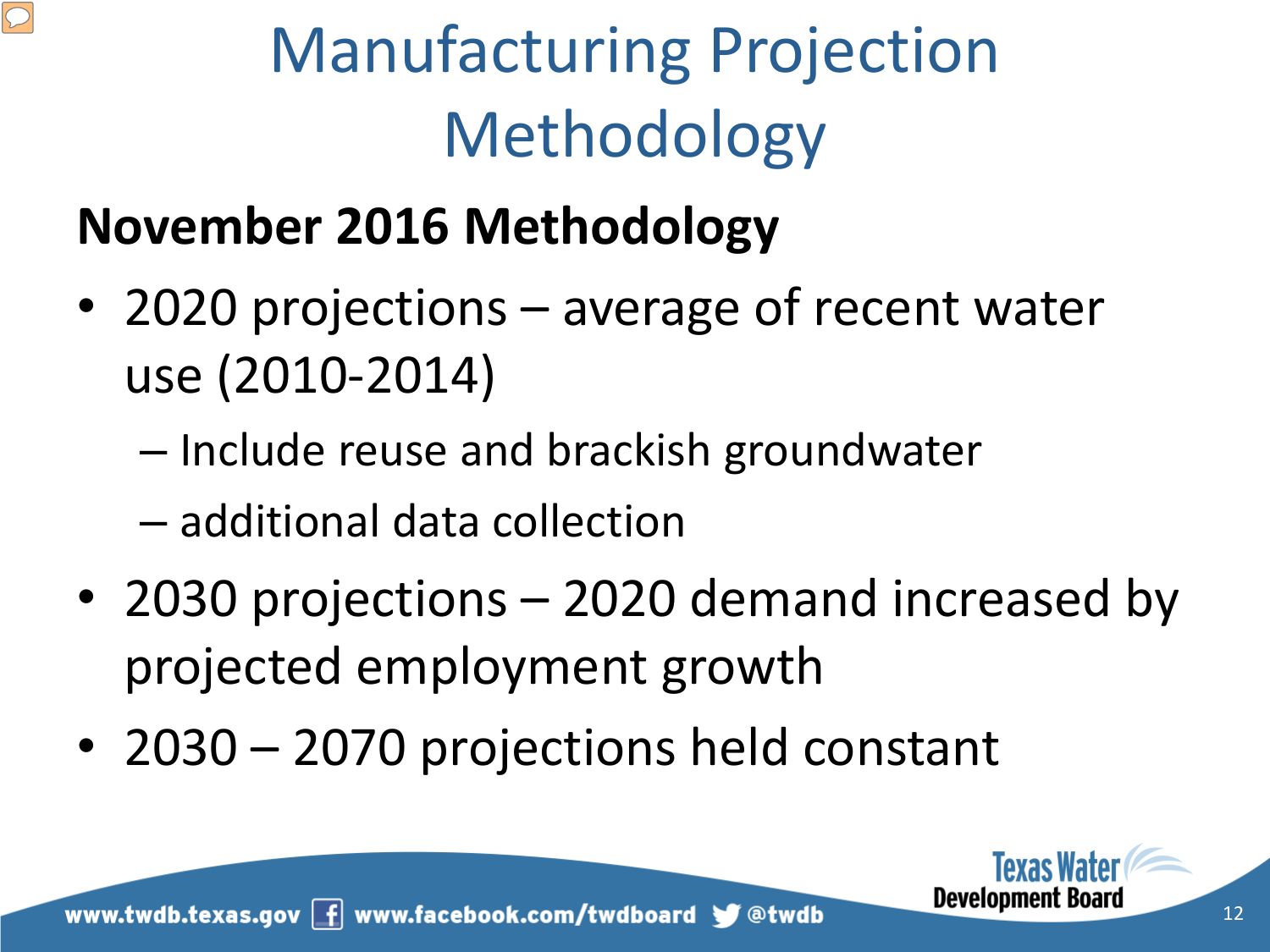# Manufacturing Projection Methodology

**November 2016 Methodology**

- 2020 projections – average of recent water use (2010-2014)
  - Include reuse and brackish groundwater
  - additional data collection
- 2030 projections – 2020 demand increased by projected employment growth
- 2030 – 2070 projections held constant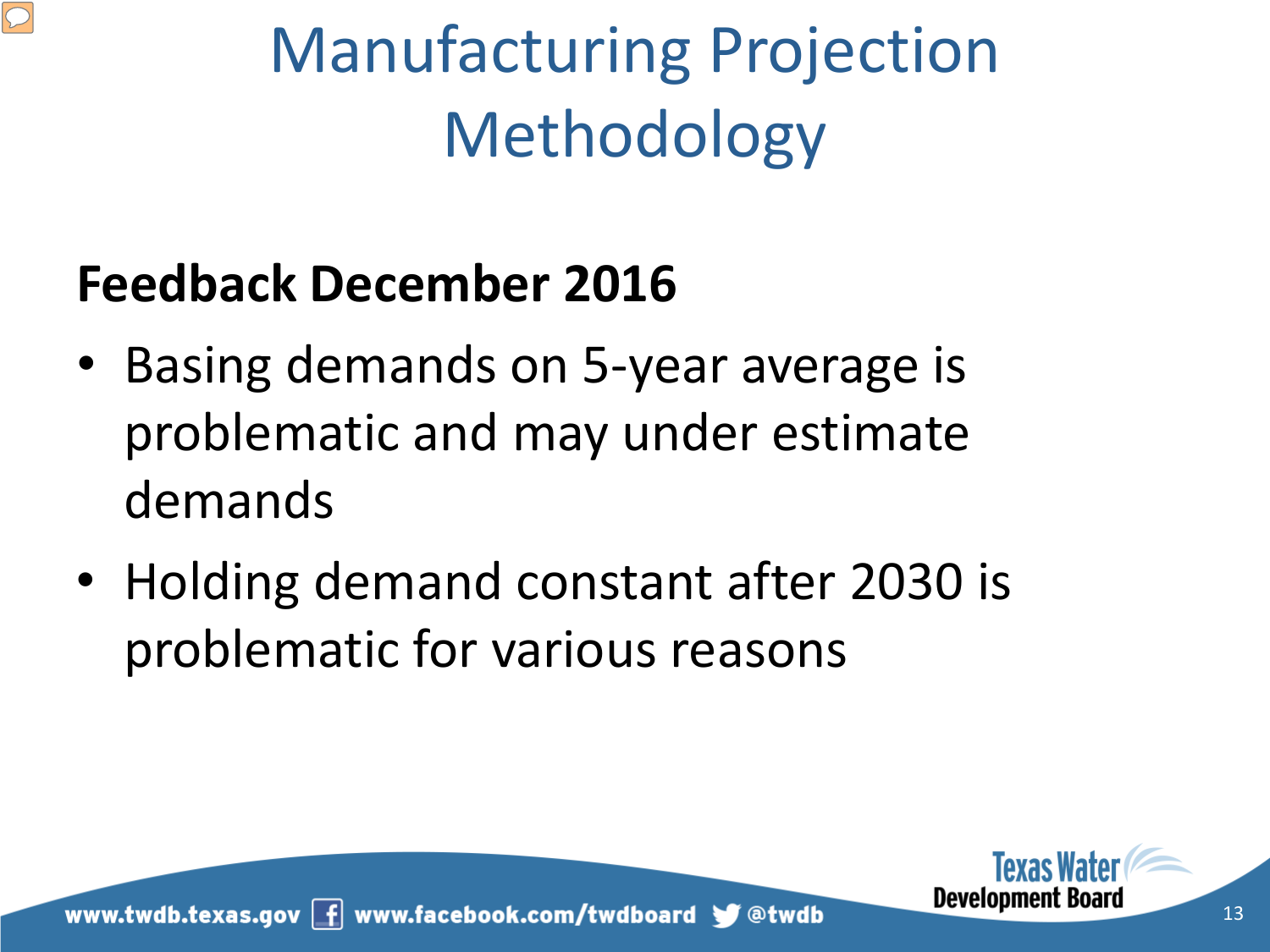# Manufacturing Projection Methodology

**Feedback December 2016**

- Basing demands on 5-year average is problematic and may under estimate demands
- Holding demand constant after 2030 is problematic for various reasons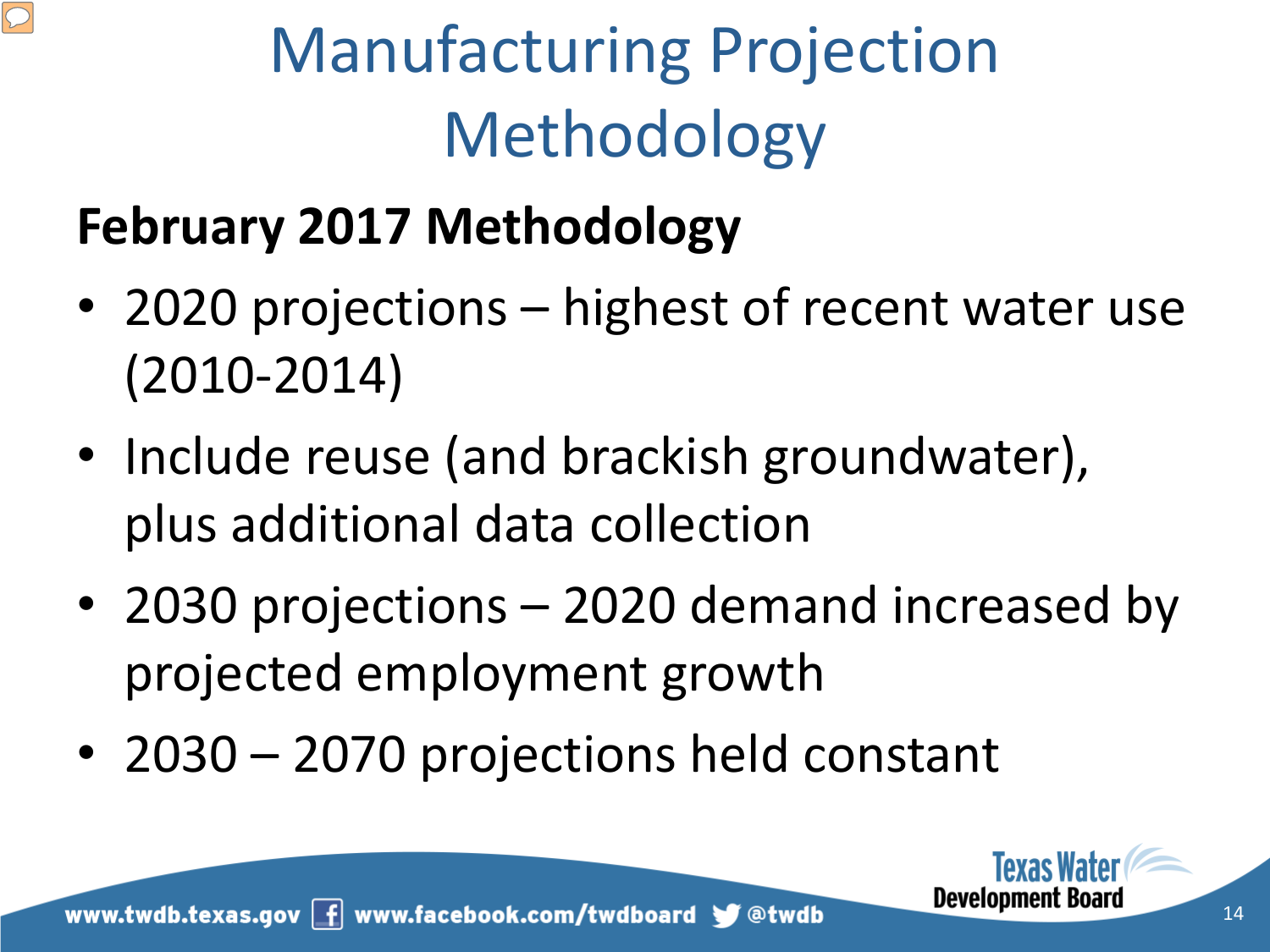# Manufacturing Projection Methodology

**February 2017 Methodology**

- 2020 projections – highest of recent water use (2010-2014)
- Include reuse (and brackish groundwater), plus additional data collection
- 2030 projections – 2020 demand increased by projected employment growth
- 2030 – 2070 projections held constant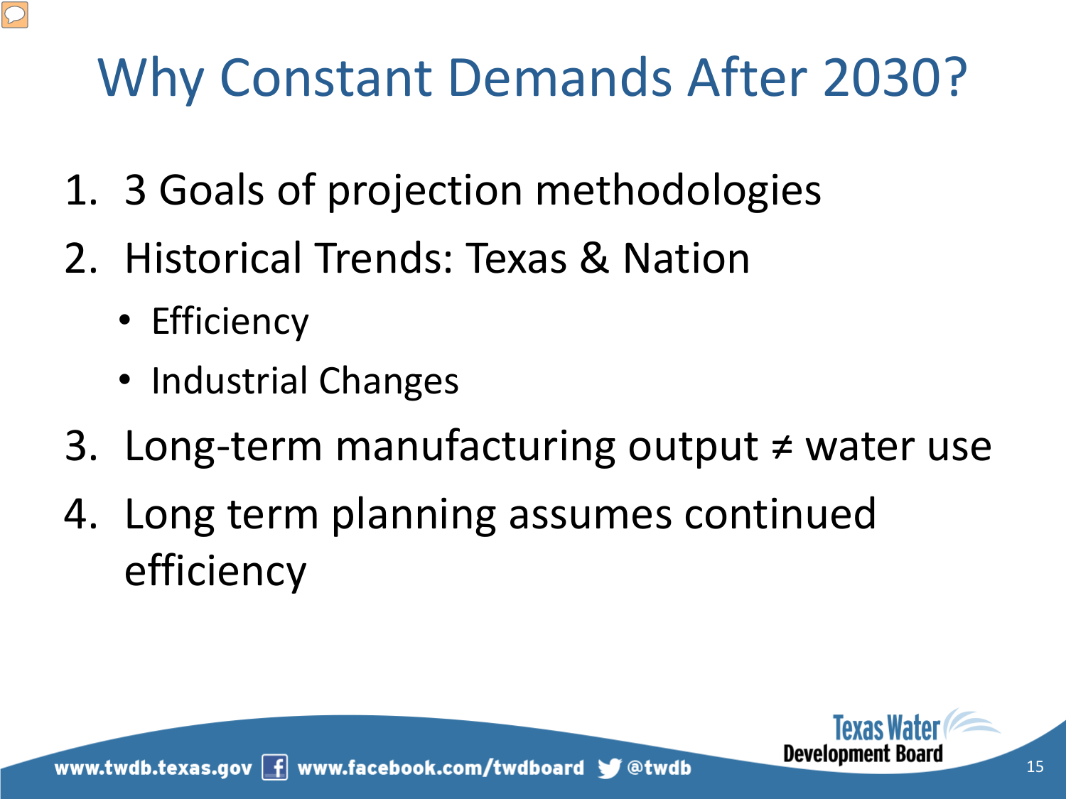# Why Constant Demands After 2030?

1. 3 Goals of projection methodologies
2. Historical Trends: Texas & Nation
   - Efficiency
   - Industrial Changes
3. Long-term manufacturing output ≠ water use
4. Long term planning assumes continued efficiency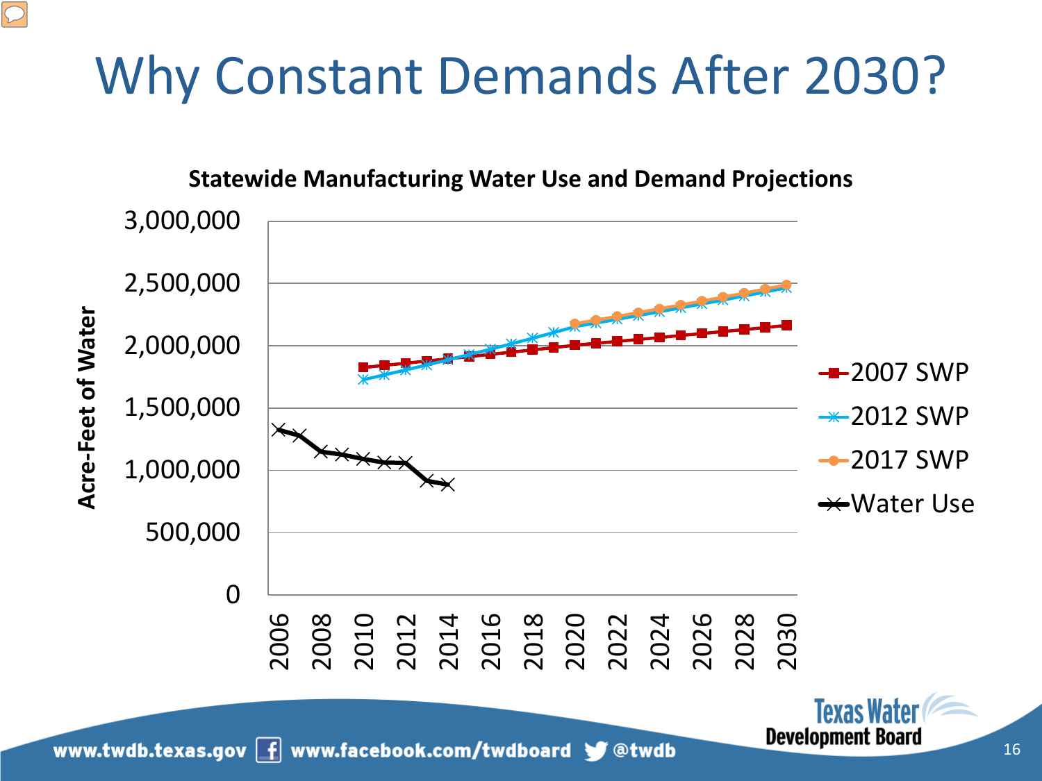# Why Constant Demands After 2030?

**Statewide Manufacturing Water Use and Demand Projections**

Acre-Feet of Water

- 2007 SWP
- 2012 SWP
- 2017 SWP
- Water Use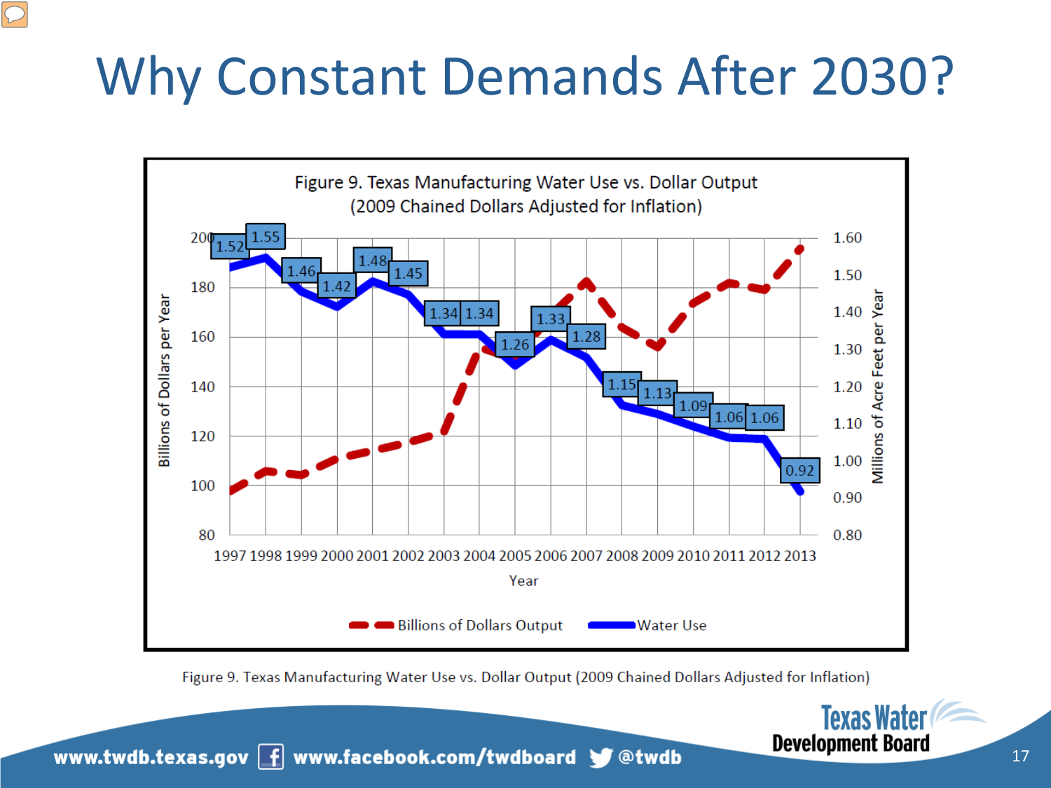# Why Constant Demands After 2030?

**Figure 9. Texas Manufacturing Water Use vs. Dollar Output (2009 Chained Dollars Adjusted for Inflation)**

| Year | Water Use (Millions of Acre Feet per Year) |
|---|---|
| 1997 | 1.52 |
| 1998 | 1.55 |
| 1999 | 1.46 |
| 2000 | 1.42 |
| 2001 | 1.48 |
| 2002 | 1.45 |
| 2003 | 1.34 |
| 2004 | 1.34 |
| 2005 | 1.26 |
| 2006 | 1.33 |
| 2007 | 1.28 |
| 2008 | 1.15 |
| 2009 | 1.13 |
| 2010 | 1.09 |
| 2011 | 1.06 |
| 2012 | 1.06 |
| 2013 | 0.92 |

Legend: Billions of Dollars Output; Water Use

Figure 9. Texas Manufacturing Water Use vs. Dollar Output (2009 Chained Dollars Adjusted for Inflation)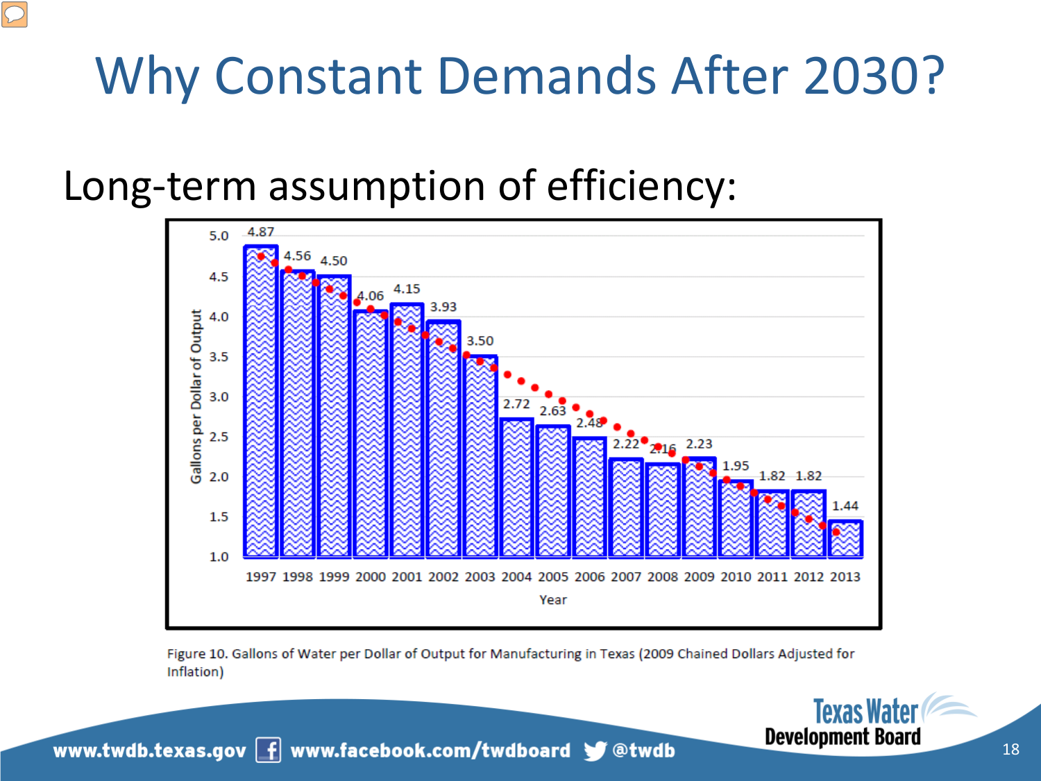# Why Constant Demands After 2030?

## Long-term assumption of efficiency:

| Year | Gallons per Dollar of Output |
| --- | --- |
| 1997 | 4.87 |
| 1998 | 4.56 |
| 1999 | 4.50 |
| 2000 | 4.06 |
| 2001 | 4.15 |
| 2002 | 3.93 |
| 2003 | 3.50 |
| 2004 | 2.72 |
| 2005 | 2.63 |
| 2006 | 2.48 |
| 2007 | 2.22 |
| 2008 | 2.16 |
| 2009 | 2.23 |
| 2010 | 1.95 |
| 2011 | 1.82 |
| 2012 | 1.82 |
| 2013 | 1.44 |

Figure 10. Gallons of Water per Dollar of Output for Manufacturing in Texas (2009 Chained Dollars Adjusted for Inflation)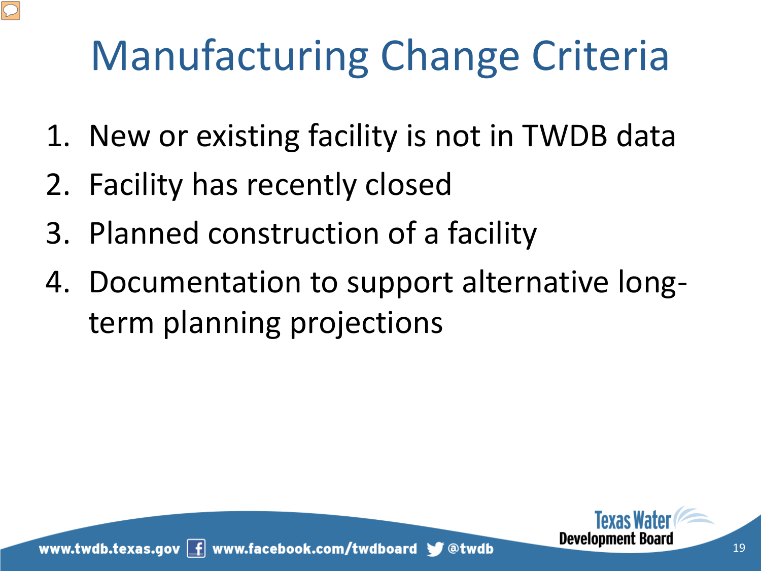# Manufacturing Change Criteria

1. New or existing facility is not in TWDB data
2. Facility has recently closed
3. Planned construction of a facility
4. Documentation to support alternative long-term planning projections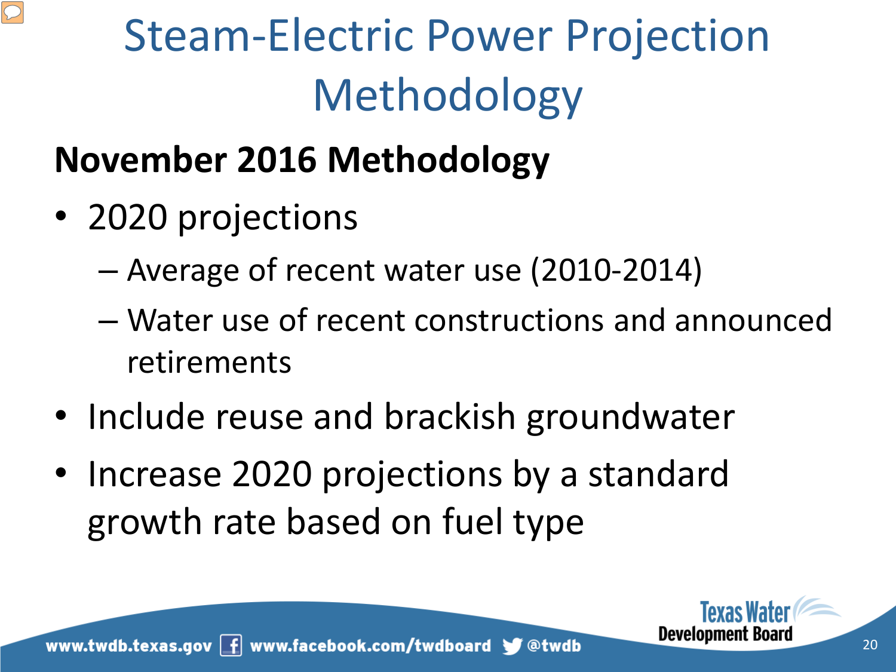# Steam-Electric Power Projection Methodology

**November 2016 Methodology**

- 2020 projections
  - Average of recent water use (2010-2014)
  - Water use of recent constructions and announced retirements
- Include reuse and brackish groundwater
- Increase 2020 projections by a standard growth rate based on fuel type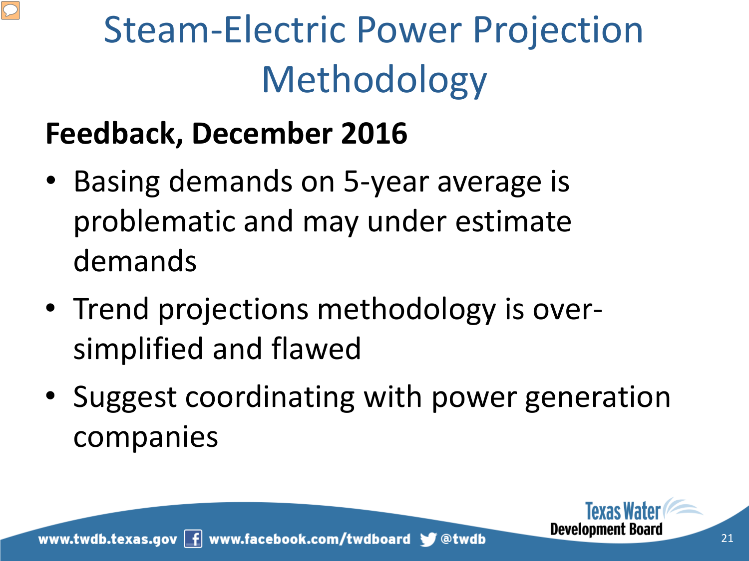# Steam-Electric Power Projection Methodology

**Feedback, December 2016**

- Basing demands on 5-year average is problematic and may under estimate demands
- Trend projections methodology is over-simplified and flawed
- Suggest coordinating with power generation companies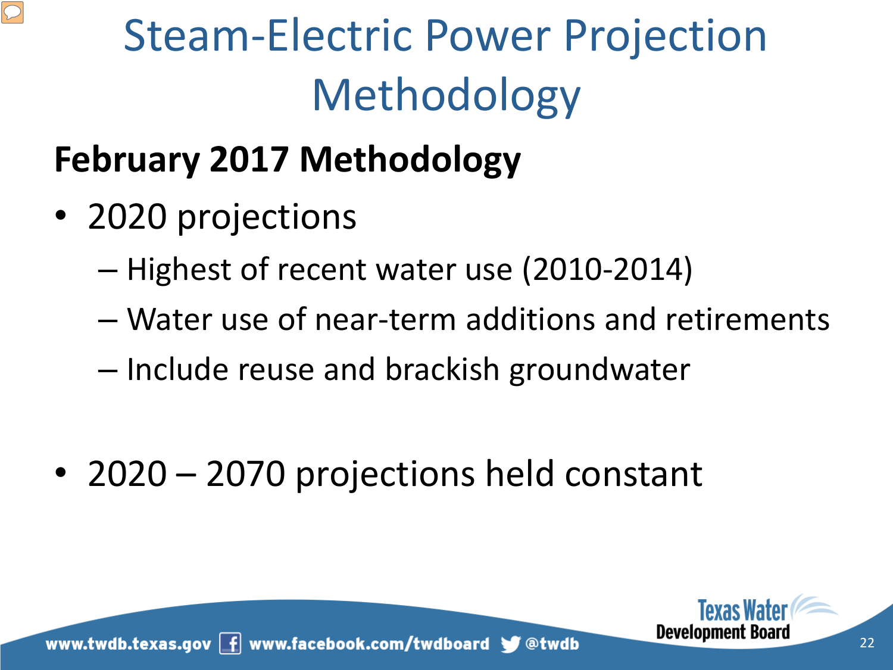# Steam-Electric Power Projection Methodology

**February 2017 Methodology**

- 2020 projections
  - Highest of recent water use (2010-2014)
  - Water use of near-term additions and retirements
  - Include reuse and brackish groundwater
- 2020 – 2070 projections held constant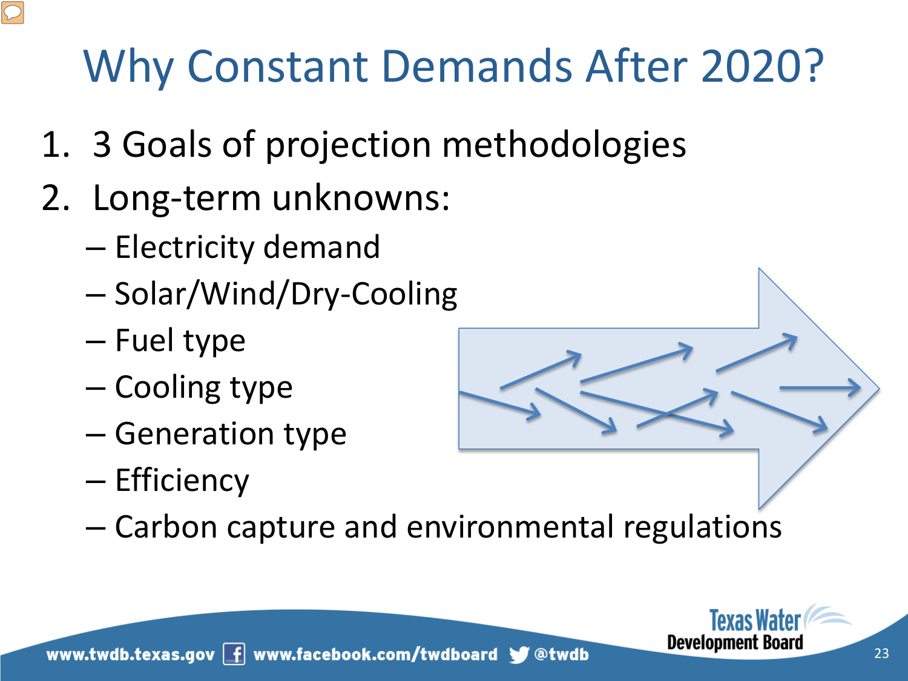# Why Constant Demands After 2020?

1. 3 Goals of projection methodologies
2. Long-term unknowns:
   - Electricity demand
   - Solar/Wind/Dry-Cooling
   - Fuel type
   - Cooling type
   - Generation type
   - Efficiency
   - Carbon capture and environmental regulations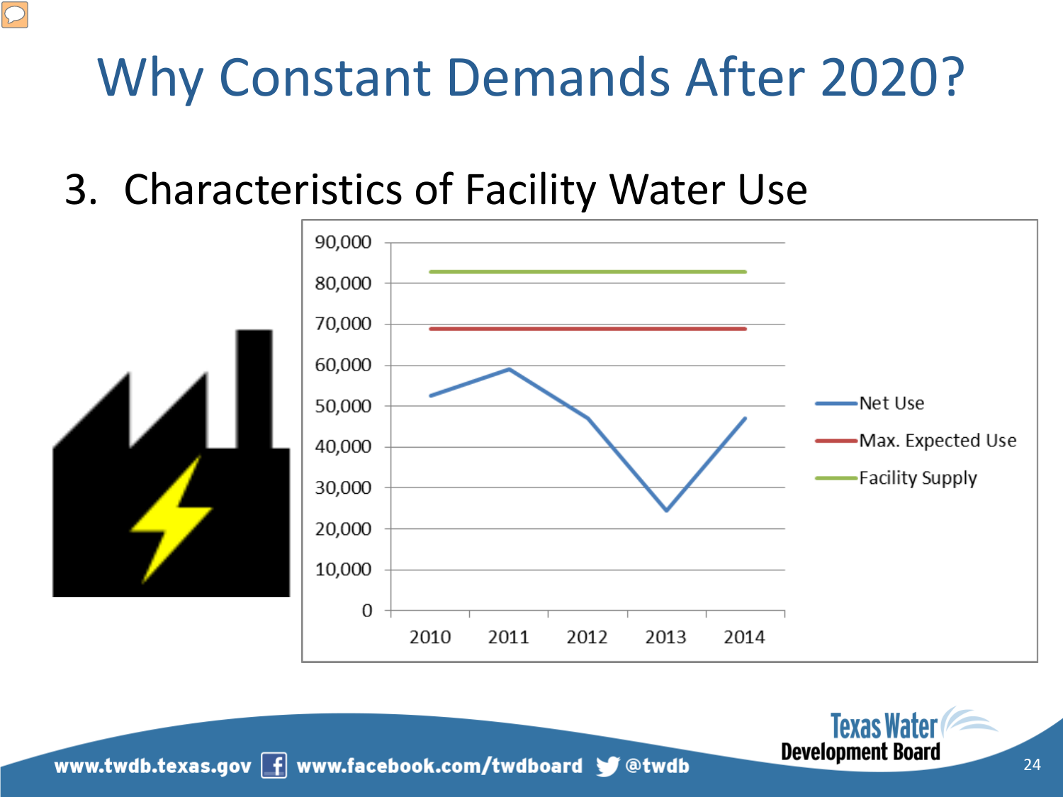# Why Constant Demands After 2020?

3. Characteristics of Facility Water Use

| Year | Net Use | Max. Expected Use | Facility Supply |
|---|---|---|---|
| 2010 | ~52,500 | ~69,000 | ~83,000 |
| 2011 | ~59,000 | ~69,000 | ~83,000 |
| 2012 | ~47,000 | ~69,000 | ~83,000 |
| 2013 | ~24,500 | ~69,000 | ~83,000 |
| 2014 | ~47,000 | ~69,000 | ~83,000 |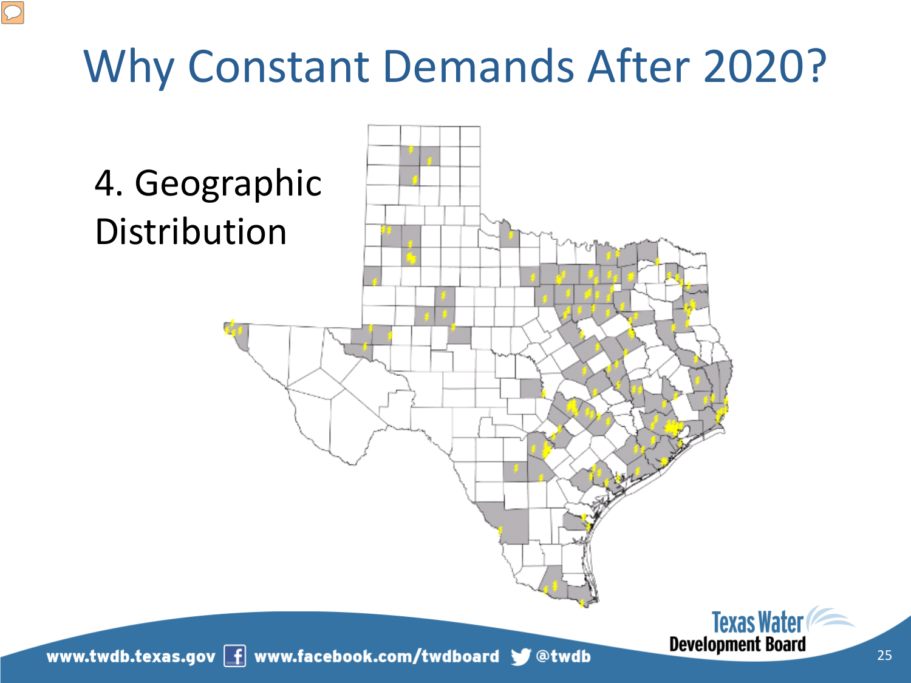# Why Constant Demands After 2020?

4. Geographic Distribution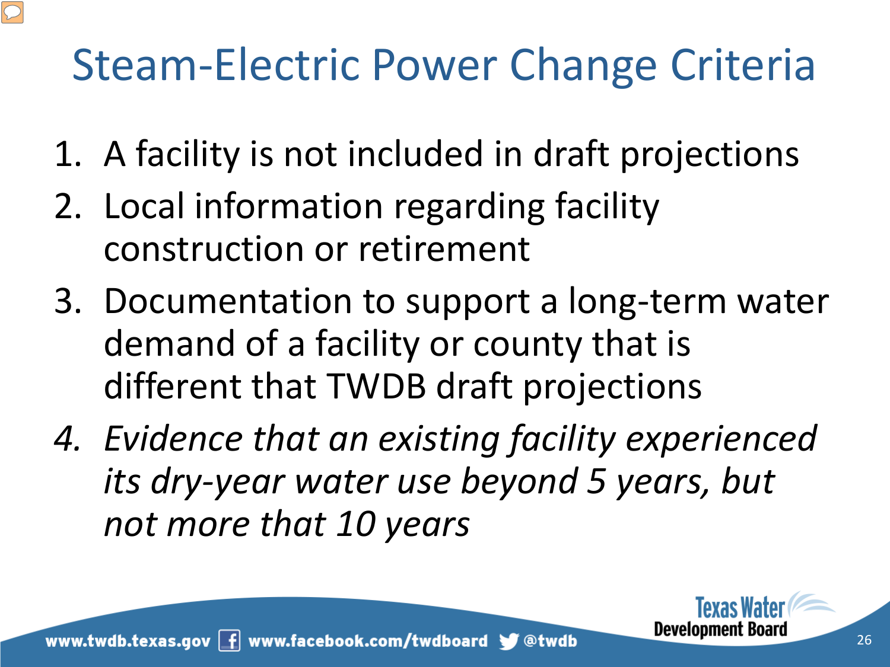# Steam-Electric Power Change Criteria

1. A facility is not included in draft projections
2. Local information regarding facility construction or retirement
3. Documentation to support a long-term water demand of a facility or county that is different that TWDB draft projections
4. *Evidence that an existing facility experienced its dry-year water use beyond 5 years, but not more that 10 years*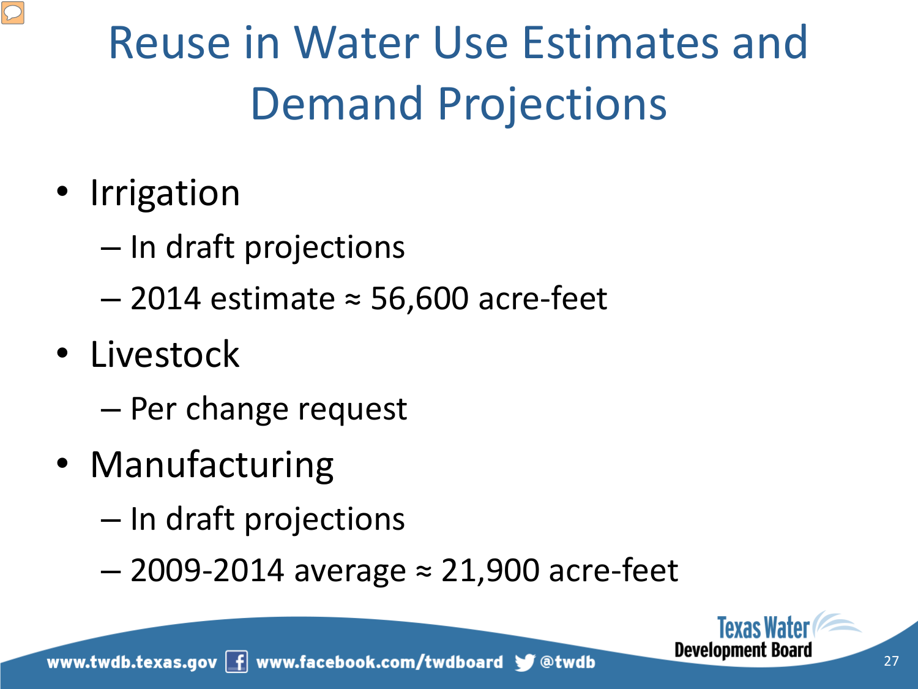# Reuse in Water Use Estimates and Demand Projections

- Irrigation
  - In draft projections
  - 2014 estimate ≈ 56,600 acre-feet
- Livestock
  - Per change request
- Manufacturing
  - In draft projections
  - 2009-2014 average ≈ 21,900 acre-feet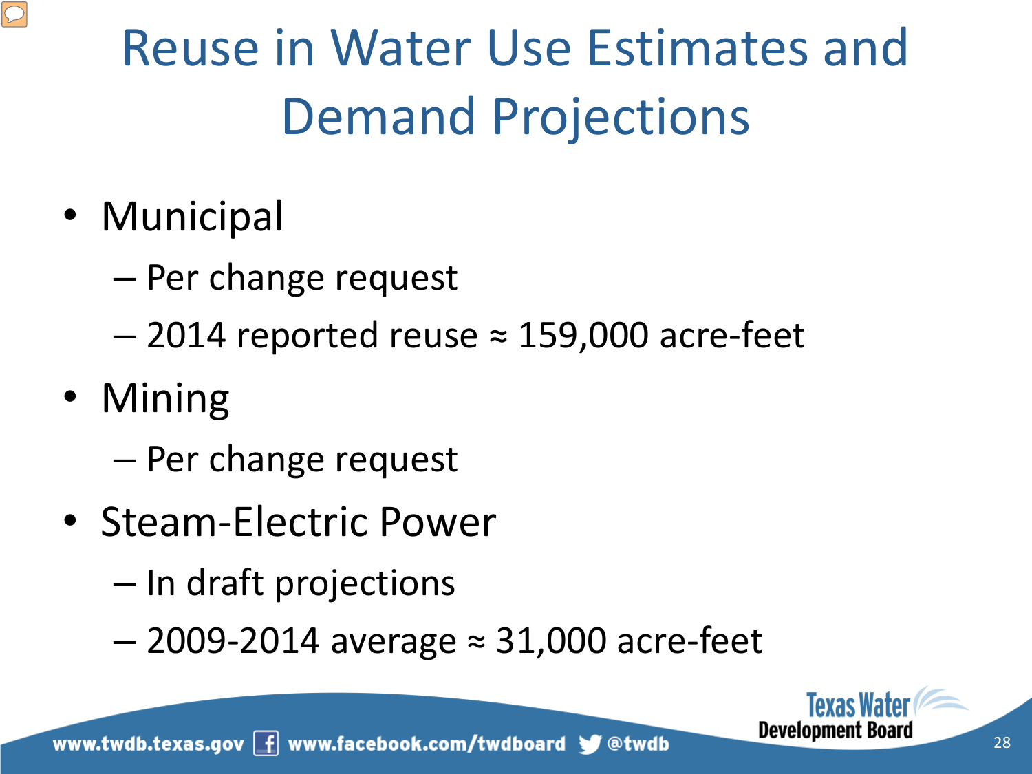# Reuse in Water Use Estimates and Demand Projections

- Municipal
  - Per change request
  - 2014 reported reuse ≈ 159,000 acre-feet
- Mining
  - Per change request
- Steam-Electric Power
  - In draft projections
  - 2009-2014 average ≈ 31,000 acre-feet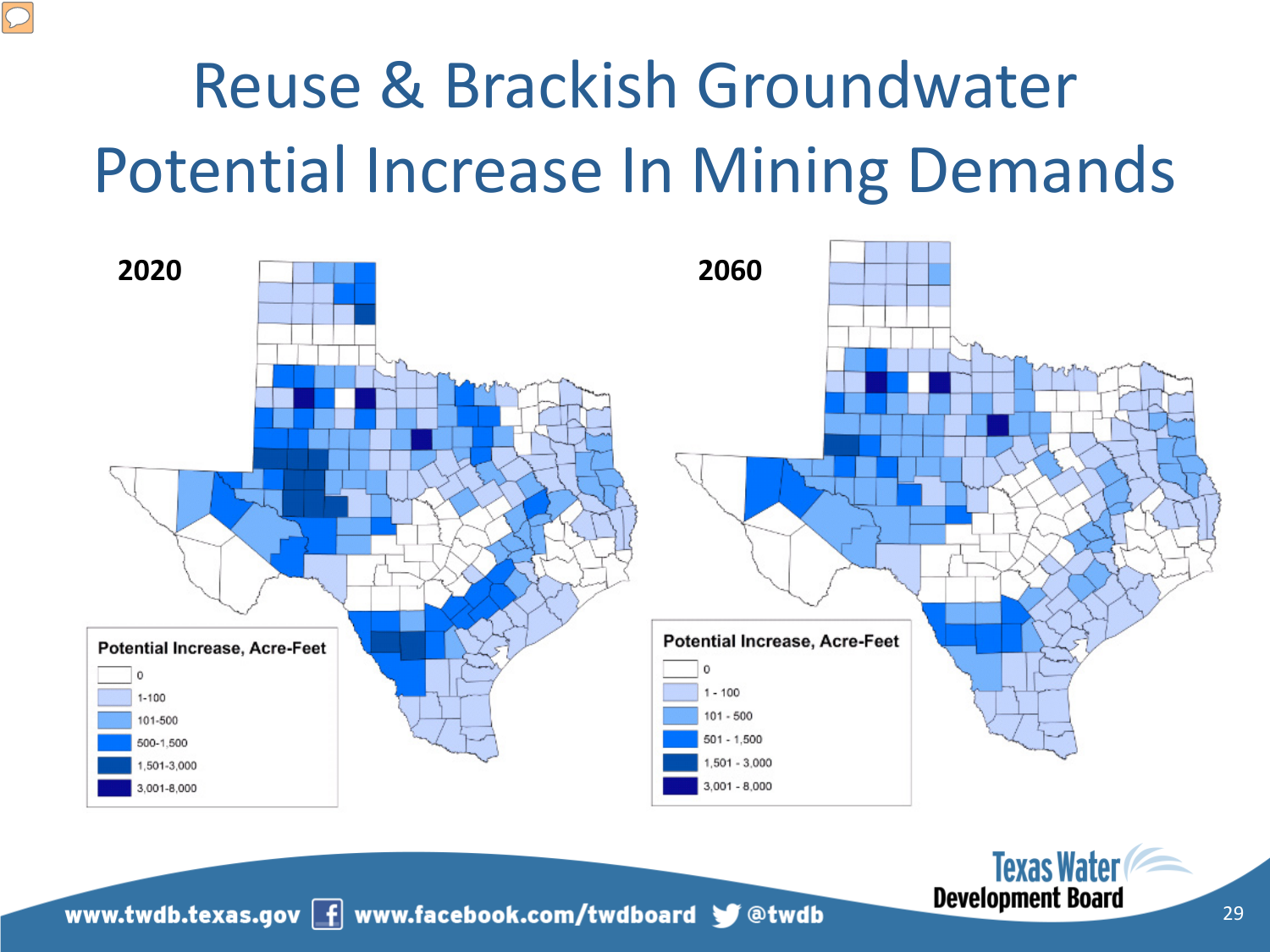# Reuse & Brackish Groundwater Potential Increase In Mining Demands

**2020**

Potential Increase, Acre-Feet

- 0
- 1-100
- 101-500
- 500-1,500
- 1,501-3,000
- 3,001-8,000

**2060**

Potential Increase, Acre-Feet

- 0
- 1 - 100
- 101 - 500
- 501 - 1,500
- 1,501 - 3,000
- 3,001 - 8,000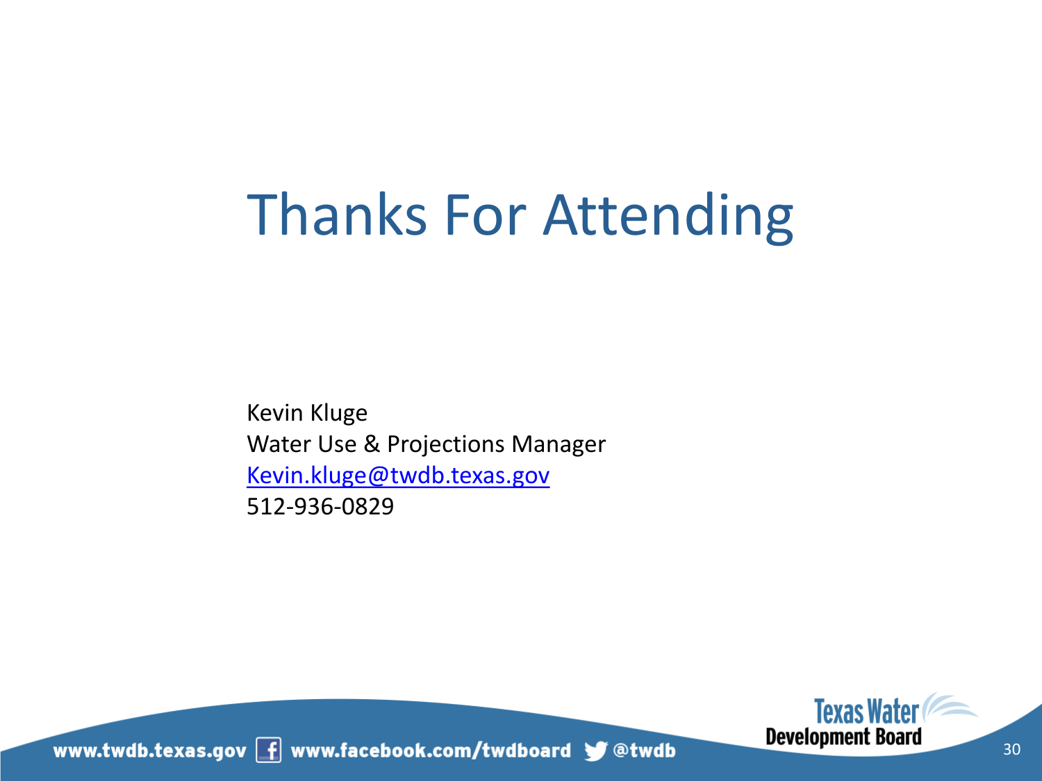# Thanks For Attending

Kevin Kluge
Water Use & Projections Manager
Kevin.kluge@twdb.texas.gov
512-936-0829